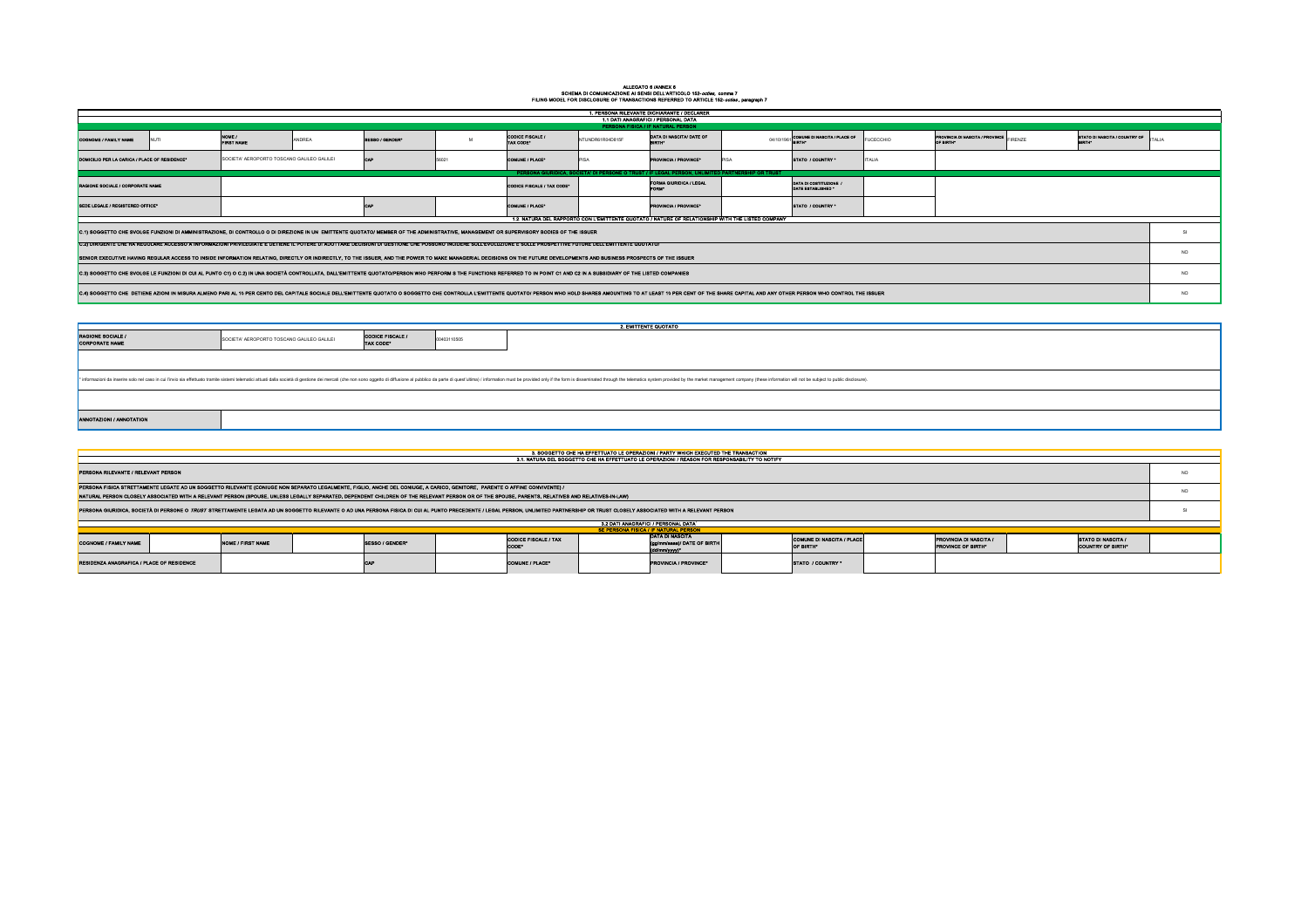**ALLEGATO 6 (ANNEX 6**

**SCHEMA DI COMUNICAZIONE AI SENSI DELL'ARTICOLO 152-*octies*, comma 7**

**FILING MODEL FOR DISCLOSURE OF TRANSACTIONS REFERRED TO ARTICLE 152-*octies*, paragraph 7**

## 1. PERSONA RILEVANTE DICHIARANTE / DECLARER

### 1.1 DATI ANAGRAFICI / PERSONAL DATA

**PERSONA FISICA / IF NATURAL PERSON**

| | | | | | | | | | | | | | |
|---|---|---|---|---|---|---|---|---|---|---|---|---|---|
| COGNOME / FAMILY NAME | NUTI | NOME / FIRST NAME | ANDREA | SESSO / GENDER* | M | CODICE FISCALE / TAX CODE* | NTUNDR61R04D815F | DATA DI NASCITA/ DATE OF BIRTH* | 04/10/1961 | COMUNE DI NASCITA / PLACE OF BIRTH* | FUCECCHIO | PROVINCIA DI NASCITA / PROVINCE OF BIRTH* | FIRENZE | STATO DI NASCITA / COUNTRY OF BIRTH* | ITALIA |
| DOMICILIO PER LA CARICA / PLACE OF RESIDENCE* | | SOCIETA' AEROPORTO TOSCANO GALILEO GALILEI | | CAP | 56021 | COMUNE / PLACE* | PISA | PROVINCIA / PROVINCE* | PISA | STATO / COUNTRY * | ITALIA | | | | |

**PERSONA GIURIDICA, SOCIETA' DI PERSONE O TRUST / IF LEGAL PERSON, UNLIMITED PARTNERSHIP OR TRUST**

| | | | | | | | | | |
|---|---|---|---|---|---|---|---|---|---|
| RAGIONE SOCIALE / CORPORATE NAME | | | | CODICE FISCALE / TAX CODE* | | FORMA GIURIDICA / LEGAL FORM* | | DATA DI COSTITUZIONE / DATE ESTABLISHED * | |
| SEDE LEGALE / REGISTERED OFFICE* | | CAP | | COMUNE / PLACE* | | PROVINCIA / PROVINCE* | | STATO / COUNTRY * | |

### 1.2 NATURA DEL RAPPORTO CON L'EMITTENTE QUOTATO / NATURE OF RELATIONSHIP WITH THE LISTED COMPANY

| | |
|---|---|
| C.1) SOGGETTO CHE SVOLGE FUNZIONI DI AMMINISTRAZIONE, DI CONTROLLO O DI DIREZIONE IN UN EMITTENTE QUOTATO/ MEMBER OF THE ADMINISTRATIVE, MANAGEMENT OR SUPERVISORY BODIES OF THE ISSUER | SI |
| C.2) DIRIGENTE CHE HA REGOLARE ACCESSO A INFORMAZIONI PRIVILEGIATE E DETIENE IL POTERE DI ADOTTARE DECISIONI DI GESTIONE CHE POSSONO INCIDERE SULL'EVOLUZIONE E SULLE PROSPETTIVE FUTURE DELL'EMITTENTE QUOTATO/ SENIOR EXECUTIVE HAVING REGULAR ACCESS TO INSIDE INFORMATION RELATING, DIRECTLY OR INDIRECTLY, TO THE ISSUER, AND THE POWER TO MAKE MANAGERIAL DECISIONS ON THE FUTURE DEVELOPMENTS AND BUSINESS PROSPECTS OF THE ISSUER | NO |
| C.3) SOGGETTO CHE SVOLGE LE FUNZIONI DI CUI AL PUNTO C1) O C.2) IN UNA SOCIETÀ CONTROLLATA, DALL'EMITTENTE QUOTATO/PERSON WHO PERFORM S THE FUNCTIONS REFERRED TO IN POINT C1 AND C2 IN A SUBSIDIARY OF THE LISTED COMPANIES | NO |
| C.4) SOGGETTO CHE DETIENE AZIONI IN MISURA ALMENO PARI AL 10 PER CENTO DEL CAPITALE SOCIALE DELL'EMITTENTE QUOTATO O SOGGETTO CHE CONTROLLA L'EMITTENTE QUOTATO/ PERSON WHO HOLD SHARES AMOUNTING TO AT LEAST 10 PER CENT OF THE SHARE CAPITAL AND ANY OTHER PERSON WHO CONTROL THE ISSUER | NO |

## 2. EMITTENTE QUOTATO

| | | | |
|---|---|---|---|
| RAGIONE SOCIALE / CORPORATE NAME | SOCIETA' AEROPORTO TOSCANO GALILEO GALILEI | CODICE FISCALE / TAX CODE* | 00403110505 |

\* informazioni da inserire solo nel caso in cui l'invio sia effettuato tramite sistemi telematici attuati dalla società di gestione dei mercati (che non sono oggetto di diffusione al pubblico da parte di quest'ultima) / information must be provided only if the form is disseminated through the telematics system provided by the market management company (these information will not be subject to public disclosure).

| | |
|---|---|
| ANNOTAZIONI / ANNOTATION | |

## 3. SOGGETTO CHE HA EFFETTUATO LE OPERAZIONI / PARTY WHICH EXECUTED THE TRANSACTION

### 3.1. NATURA DEL SOGGETTO CHE HA EFFETTUATO LE OPERAZIONI / REASON FOR RESPONSABILITY TO NOTIFY

| | |
|---|---|
| PERSONA RILEVANTE / RELEVANT PERSON | NO |
| PERSONA FISICA STRETTAMENTE LEGATE AD UN SOGGETTO RILEVANTE (CONIUGE NON SEPARATO LEGALMENTE, FIGLIO, ANCHE DEL CONIUGE, A CARICO, GENITORE, PARENTE O AFFINE CONVIVENTE) / NATURAL PERSON CLOSELY ASSOCIATED WITH A RELEVANT PERSON (SPOUSE, UNLESS LEGALLY SEPARATED, DEPENDENT CHILDREN OF THE RELEVANT PERSON OR OF THE SPOUSE, PARENTS, RELATIVES AND RELATIVES-IN-LAW) | NO |
| PERSONA GIURIDICA, SOCIETÀ DI PERSONE O *TRUST* STRETTAMENTE LEGATA AD UN SOGGETTO RILEVANTE O AD UNA PERSONA FISICA DI CUI AL PUNTO PRECEDENTE / LEGAL PERSON, UNLIMITED PARTNERSHIP OR TRUST CLOSELY ASSOCIATED WITH A RELEVANT PERSON | SI |

### 3.2 DATI ANAGRAFICI / PERSONAL DATA

**SE PERSONA FISICA / IF NATURAL PERSON**

| | | | | | | | | | | | | | |
|---|---|---|---|---|---|---|---|---|---|---|---|---|---|
| COGNOME / FAMILY NAME | | NOME / FIRST NAME | | SESSO / GENDER* | | CODICE FISCALE / TAX CODE* | | DATA DI NASCITA (gg/mm/aaaa)/ DATE OF BIRTH (dd/mm/yyyy)* | | COMUNE DI NASCITA / PLACE OF BIRTH* | | PROVINCIA DI NASCITA / PROVINCE OF BIRTH* | | STATO DI NASCITA / COUNTRY OF BIRTH* | |
| RESIDENZA ANAGRAFICA / PLACE OF RESIDENCE | | CAP | | COMUNE / PLACE* | | PROVINCIA / PROVINCE* | | STATO / COUNTRY * | | | | | | | |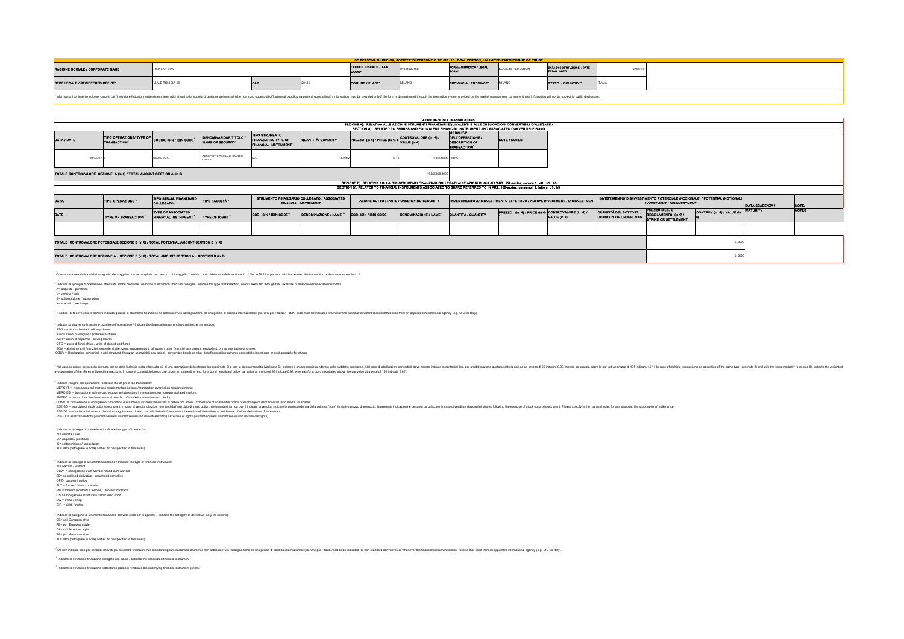## SE PERSONA GIURIDICA, SOCIETA' DI PERSONE O TRUST / IF LEGAL PERSON, UNLIMITED PARTNERSHIP OR TRUST

| | | | | | | | | | |
|---|---|---|---|---|---|---|---|---|---|
| RAGIONE SOCIALE / CORPORATE NAME | FINATAN SPA | | | CODICE FISCALE / TAX CODE* | 04944580158 | FORMA GIURIDICA / LEGAL FORM* | SOCIETA PER AZIONI | DATA DI COSTITUZIONE / DATE ESTABLISHED * | 27/03/1981 |
| SEDE LEGALE / REGISTERED OFFICE* | VIALE TUNISIA 48 | CAP | 20124 | COMUNE / PLACE* | MILANO | PROVINCIA / PROVINCE* | MILANO | STATO / COUNTRY * | ITALIA |

* informazioni da inserire solo nel caso in cui l'invio sia effettuato tramite sistemi telematici attuati dalla società di gestione dei mercati (che non sono oggetto di diffusione al pubblico da parte di quest'ultimo) / information must be provided only if the form is disseminated through the telematics system provided by the market management company (these information will not be subject to public disclosure).

## 4.OPERAZIONI / TRANSACTIONS

### SEZIONE A): RELATIVA ALLE AZIONI E STRUMENTI FINANZIARI EQUIVALENTI E ALLE OBBLIGAZIONI CONVERTIBILI COLLEGATE / SECTION A): RELATED TO SHARES AND EQUIVALENT FINANCIAL INSTRUMENT AND ASSOCIATED CONVERTIBLE BOND

| DATA / DATE | TIPO OPERAZIONE/ TYPE OF TRANSACTION[2] | CODICE ISIN / ISIN CODE[3] | DENOMINAZIONE TITOLO / NAME OF SECURITY | TIPO STRUMENTO FINANZIARIO/ TYPE OF FINANCIAL INSTRUMENT[4] | QUANTITA'/ QUANTITY | PREZZO (in €) / PRICE (in €)[5] | CONTROVALORE (in €) / VALUE (in €) | MODALITA' DELL'OPERAZIONE / DESCRIPTION OF TRANSACTION[6] | NOTE / NOTES |
|---|---|---|---|---|---|---|---|---|---|
| 03/03/2014 | V | IT0000214293 | AEROPORTO TOSCANO GALILEO GALILEI | AZO | 1.509.942 | 13,15 | 19.855.868,80 | FMERC | |
| TOTALE CONTROVALORE SEZIONE A (in €) / TOTAL AMOUNT SECTION A (in €) | | | | | | | 19855868,8000 | | |

### SEZIONE B): RELATIVA AGLI ALTRI STRUMENTI FINANZIARI COLLEGATI ALLE AZIONI DI CUI ALL'ART. 152-sexies, comma 1, lett. b1 , b3 / SECTION B): RELATED TO FINANCIAL INSTRUMENTS ASSOCIATED TO SHARE REFERRED TO IN ART. 152-sexies, paragraph 1, letters b1 , b3

| DATA/ DATE | TIPO OPERAZIONE / TYPE OF TRANSACTION[7] | TIPO STRUM. FINANZIARIO COLLEGATO / TYPE OF ASSOCIATED FINANCIAL INSTRUMENT[8] | TIPO FACOLTÀ / TYPE OF RIGHT[9] | STRUMENTO FINANZIARIO COLLEGATO / ASSOCIATED FINANCIAL INSTRUMENT: COD. ISIN / ISIN CODE[10] | STRUMENTO FINANZIARIO COLLEGATO / ASSOCIATED FINANCIAL INSTRUMENT: DENOMINAZIONE / NAME[11] | AZIONE SOTTOSTANTE / UNDERLYING SECURITY: COD. ISIN / ISIN CODE | AZIONE SOTTOSTANTE / UNDERLYING SECURITY: DENOMINAZIONE / NAME[12] | INVESTIMENTO /DISINVESTIMENTO EFFETTIVO / ACTUAL INVESTMENT / DISINVESTMENT: QUANTITÀ / QUANTITY | INVESTIMENTO /DISINVESTIMENTO EFFETTIVO: PREZZO (in €) / PRICE (in €)[5] | INVESTIMENTO /DISINVESTIMENTO EFFETTIVO: CONTROVALORE (in €) / VALUE (in €) | INVESTIMENTO/ DISINVESTIMENTO POTENZIALE (NOZIONALE) / POTENTIAL (NOTIONAL) INVESTMENT / DISINVESTMENT: QUANTITÀ DEL SOTTOST. / QUANTITY OF UNDERLYING | PREZZO D'ES. O REGOLAMENTO (in €) / STRIKE OR SETTLEMENT | CONTROV (in €) / VALUE (in €) | DATA SCADENZA / MATURITY | NOTE/ NOTES |
|---|---|---|---|---|---|---|---|---|---|---|---|---|---|---|---|
| | | | | | | | | | | | | | | | |
| TOTALE CONTROVALORE POTENZIALE SEZIONE B (in €) / TOTAL POTENTIAL AMOUNT SECTION B (in €) | | | | | | | | | | | | 0,0000 | | | |
| TOTALE CONTROVALORE SEZIONE A + SEZIONE B (in €) / TOTAL AMOUNT SECTION A + SECTION B (in €) | | | | | | | | | | | | 0,0000 | | | |

[1] Questa sezione relativa ai dati anagrafici del soggetto non va compilata nel caso in cui il soggetto coincida con il dichiarante della sezione 1.1 / Not to fill if the person which executed the transaction is the same as section 1.1

[2] Indicare la tipologia di operazione, effettuata anche mediante l'esercizio di strumenti finanziari collegati / Indicate the type of transaction, even if executed through the exercise of associated financial instruments
A= acquisto / purchase
V= vendita / sale
S= sottoscrizione / subscription
X= scambio / exchange

[3] Il codice ISIN deve essere sempre indicato qualora lo strumento finanziario ne abbia ricevuto l'assegnazione da un'agenzia di codifica internazionale (es. UIC per l'Italia) / ISIN code must be indicated whenever the financial istrument received that code from an appointed international agency (e.g. UIC for Italy)

[4] Indicare lo strumento finanziario oggetto dell'operazione / Indicate the financial instrument involved in the transaction:
AZO = azioni ordinarie / ordinary shares
AZP = azioni privilegiate / preference shares
AZR = azioni di risparmio / saving shares
QFC = quote di fondi chiusi / units of closed-end funds
EQV = altri strumenti finanziari, equivalenti alle azioni, rappresentanti tali azioni / other financial instruments, equivalent, or representative of shares
OBCV = Obbligazioni convertibili o altri strumenti finanziari scambiabili con azioni / convertible bonds or other debt financial instruments convertible into shares or exchangeable for shares

[5] Nel caso in cui nel corso della giornata per un dato titolo sia stata effettuata più di una operazione dello stesso tipo (vedi nota 2) e con la stessa modalità (vedi nota 6) indicare il prezzo medio ponderato delle suddette operazioni. Nel caso di obbligazioni convertibili deve essere indicato in centesimi (es. per un'obbligazione quotata sotto la pari ad un prezzo di 99 indicare 0,99, mentre se quotata sopra la pari ad un prezzo di 101 indicare 1,01 / In case of multiple transactions on securities of the same type (see note 2) and with the same modality (see note 6), indicate the weighted average price of the aforementioned transactions. In case of convertible bonds use prices in hundredths (e.g. for a bond negotiated below par value at a price of 99 indicate 0,99, whereas for a bond negotiated above the par value at a price of 101 indicate 1,01).

[6] Indicare l'origine dell'operazione / Indicate the origin of the transaction:
MERC-IT = transazione sul mercato regolamentato italiano / transaction over Italian regulated market
MERC-ES = transazione sul mercato regolamentato estero / transaction over foreign regulated markets
FMERC = transazione fuori mercato o ai blocchi / off-market transaction and blocks
CONV = conversione di obbligazioni convertibili o scambio di strumenti finanziari di debito con azioni / conversion of convertible bonds or exchange of debt financial instruments for shares
ESE-SO = esercizio di stock option/stock grant; in caso di vendita di azioni rivenienti dall'esercizio di stock option, nella medesima riga ove è indicata la vendita, indicare in corrispondenza della colonna "note" il relativo prezzo di esercizio; la presente indicazione è pertanto da utilizzare in caso di vendita / disposal of shares following the exercise of stock options/stock grant. Please specify in the marginal note, for any disposal, the stock options' strike price
ESE-DE = esercizio di strumento derivato o regolamento di altri contratti derivati (future,swap) / exercise of derivatives or settlement of other derivatives (future,swap)
ESE-DI = esercizio di diritti (warrant/covered warrant/securitised derivatives/diritti) / exercise of rights (warrants/covered warrant/securitised derivatives/rights)

[7] Indicare la tipologia di operazione / Indicate the type of transaction:
V= vendita / sale
A= acquisto / purchase
S= sottoscrizione / subscription
AL= altro (dettagliare in nota) / other (to be specified in the notes)

[8] Indicare la tipologia di strumento finanziario / Indicate the type of financial instrument:
W= warrant / warrant
OBW = obbligazione cum warrant / bond cum warrant
SD= securitised derivative / securitised derivative
OPZ= opzione / option
FUT = future / future contracts
FW = forward (contratti a termine) / forward contracts
OS = Obbligazione strutturata / structured bond
SW = swap / swap
DIR = diritti / rights

[9] Indicare la categoria di strumento finanziario derivato (solo per le opzioni) / Indicate the category of derivative (only for options):
CE= call European style
PE= put European style
CA= call American style
PA= put American style
AL= altro (dettagliare in nota) / other (to be specified in the notes)

[10] Da non indicare solo per contratti derivati (su strumenti finanziari) non standard oppure qualora lo strumento non abbia ricevuto l'assegnazione da un'agenzia di codifica internazionale (es. UIC per l'Italia) / Not to be indicated for non-standard derivatives or wherever the financial instrument did not receive that code from an appointed international agency (e.g. UIC for Italy).

[11] Indicare lo strumento finanziario collegato alle azioni / Indicate the associated financial instrument

[12] Indicare lo strumento finanziario sottostante (azione) / Indicate the underlying financial instrument (share)